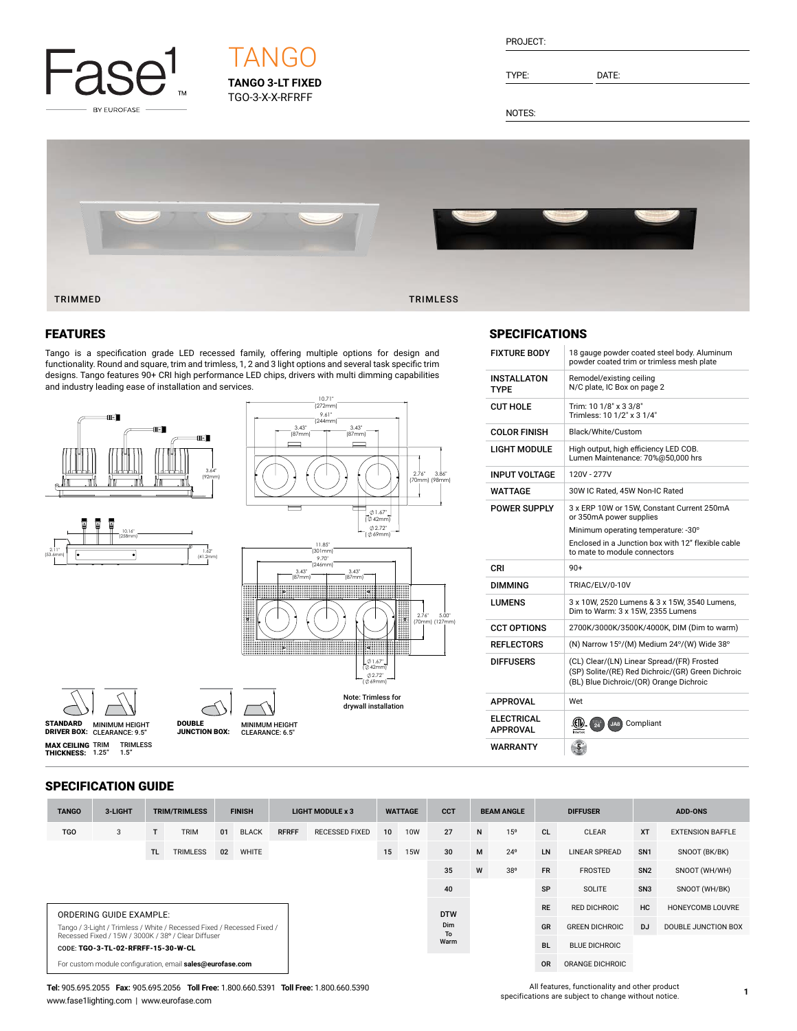# TANGO

**TANGO 3-LT FIXED**

TGO-3-X-X-RFRFF

PROJECT:

TYPE: DATE:

NOTES:

TRIMMED TRIMLESS

## FEATURES

Tango is a specification grade LED recessed family, offering multiple options for design and functionality. Round and square, trim and trimless, 1, 2 and 3 light options and several task specific trim designs. Tango features 90+ CRI high performance LED chips, drivers with multi dimming capabilities and industry leading ease of installation and services.

10.71" (272mm) | 9.61" (244mm) | 3.43" (87mm) | 3.43" (87mm) | 2.76" (70mm) | 3.86" (98mm) | Ø 1.67" (Ø 42mm) | Ø 2.72" (Ø 69mm)

3.64" (92mm) | 10.16" (258mm) | 2.11" (53.6mm) | 1.62" (41.2mm)

11.85" (301mm) | 9.70" (246mm) | 3.43" (87mm) | 3.43" (87mm) | 2.76" (70mm) | 5.00" (127mm) | Ø 1.67" (Ø 42mm) | Ø 2.72" (Ø 69mm)

Note: Trimless for drywall installation

**STANDARD DRIVER BOX:** MINIMUM HEIGHT CLEARANCE: 9.5"

**DOUBLE JUNCTION BOX:** MINIMUM HEIGHT CLEARANCE: 6.5"

**MAX CEILING THICKNESS:** TRIM 1.25" TRIMLESS 1.5"

## SPECIFICATIONS

| | |
|---|---|
| **FIXTURE BODY** | 18 gauge powder coated steel body. Aluminum powder coated trim or trimless mesh plate |
| **INSTALLATON TYPE** | Remodel/existing ceiling<br>N/C plate, IC Box on page 2 |
| **CUT HOLE** | Trim: 10 1/8" x 3 3/8"<br>Trimless: 10 1/2" x 3 1/4" |
| **COLOR FINISH** | Black/White/Custom |
| **LIGHT MODULE** | High output, high efficiency LED COB.<br>Lumen Maintenance: 70%@50,000 hrs |
| **INPUT VOLTAGE** | 120V - 277V |
| **WATTAGE** | 30W IC Rated, 45W Non-IC Rated |
| **POWER SUPPLY** | 3 x ERP 10W or 15W, Constant Current 250mA or 350mA power supplies<br>Minimum operating temperature: -30º<br>Enclosed in a Junction box with 12" flexible cable to mate to module connectors |
| **CRI** | 90+ |
| **DIMMING** | TRIAC/ELV/0-10V |
| **LUMENS** | 3 x 10W, 2520 Lumens & 3 x 15W, 3540 Lumens, Dim to Warm: 3 x 15W, 2355 Lumens |
| **CCT OPTIONS** | 2700K/3000K/3500K/4000K, DIM (Dim to warm) |
| **REFLECTORS** | (N) Narrow 15º/(M) Medium 24º/(W) Wide 38º |
| **DIFFUSERS** | (CL) Clear/(LN) Linear Spread/(FR) Frosted<br>(SP) Solite/(RE) Red Dichroic/(GR) Green Dichroic<br>(BL) Blue Dichroic/(OR) Orange Dichroic |
| **APPROVAL** | Wet |
| **ELECTRICAL APPROVAL** | Compliant |
| **WARRANTY** | |

## SPECIFICATION GUIDE

| TANGO | 3-LIGHT | TRIM/TRIMLESS | | FINISH | | LIGHT MODULE x 3 | | WATTAGE | | CCT | BEAM ANGLE | | DIFFUSER | | ADD-ONS | |
|---|---|---|---|---|---|---|---|---|---|---|---|---|---|---|---|---|
| TGO | 3 | T | TRIM | 01 | BLACK | RFRFF | RECESSED FIXED | 10 | 10W | 27 | N | 15º | CL | CLEAR | XT | EXTENSION BAFFLE |
| | | TL | TRIMLESS | 02 | WHITE | | | 15 | 15W | 30 | M | 24º | LN | LINEAR SPREAD | SN1 | SNOOT (BK/BK) |
| | | | | | | | | | | 35 | W | 38º | FR | FROSTED | SN2 | SNOOT (WH/WH) |
| | | | | | | | | | | 40 | | | SP | SOLITE | SN3 | SNOOT (WH/BK) |
| | | | | | | | | | | DTW Dim To Warm | | | RE | RED DICHROIC | HC | HONEYCOMB LOUVRE |
| | | | | | | | | | | | | | GR | GREEN DICHROIC | DJ | DOUBLE JUNCTION BOX |
| | | | | | | | | | | | | | BL | BLUE DICHROIC | | |
| | | | | | | | | | | | | | OR | ORANGE DICHROIC | | |

ORDERING GUIDE EXAMPLE:

Tango / 3-Light / Trimless / White / Recessed Fixed / Recessed Fixed / Recessed Fixed / 15W / 3000K / 38º / Clear Diffuser

CODE: **TGO-3-TL-02-RFRFF-15-30-W-CL**

For custom module configuration, email **sales@eurofase.com**

**Tel:** 905.695.2055 **Fax:** 905.695.2056 **Toll Free:** 1.800.660.5391 **Toll Free:** 1.800.660.5390

www.fase1lighting.com | www.eurofase.com

All features, functionality and other product specifications are subject to change without notice.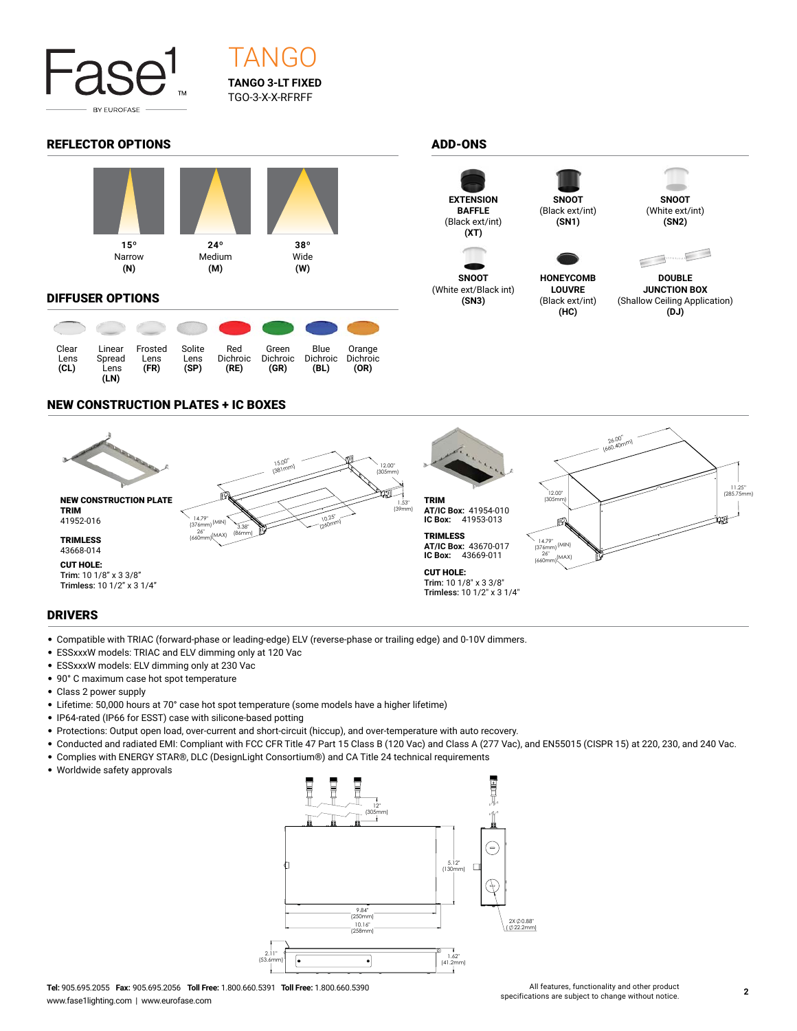# TANGO

**TANGO 3-LT FIXED**
TGO-3-X-X-RFRFF

## REFLECTOR OPTIONS

| 15° Narrow (N) | 24° Medium (M) | 38° Wide (W) |
|---|---|---|

## DIFFUSER OPTIONS

| Clear Lens (CL) | Linear Spread Lens (LN) | Frosted Lens (FR) | Solite Lens (SP) | Red Dichroic (RE) | Green Dichroic (GR) | Blue Dichroic (BL) | Orange Dichroic (OR) |
|---|---|---|---|---|---|---|---|

## ADD-ONS

- **EXTENSION BAFFLE** (Black ext/int) **(XT)**
- **SNOOT** (Black ext/int) **(SN1)**
- **SNOOT** (White ext/int) **(SN2)**
- **SNOOT** (White ext/Black int) **(SN3)**
- **HONEYCOMB LOUVRE** (Black ext/int) **(HC)**
- **DOUBLE JUNCTION BOX** (Shallow Ceiling Application) **(DJ)**

## NEW CONSTRUCTION PLATES + IC BOXES

**NEW CONSTRUCTION PLATE**
**TRIM**
41952-016

**TRIMLESS**
43668-014

**CUT HOLE:**
Trim: 10 1/8" x 3 3/8"
Trimless: 10 1/2" x 3 1/4"

15.00" (381mm), 12.00" (305mm), 1.53" (39mm), 10.25" (260mm), 3.38" (86mm), 14.79" (376mm) (MIN), 26" (660mm) (MAX)

**TRIM**
**AT/IC Box:** 41954-010
**IC Box:** 41953-013

**TRIMLESS**
**AT/IC Box:** 43670-017
**IC Box:** 43669-011

**CUT HOLE:**
Trim: 10 1/8" x 3 3/8"
Trimless: 10 1/2" x 3 1/4"

26.00" (660.40mm), 12.00" (305mm), 11.25" (285.75mm), 14.79" (376mm) (MIN), 26" (660mm) (MAX)

## DRIVERS

- Compatible with TRIAC (forward-phase or leading-edge) ELV (reverse-phase or trailing edge) and 0-10V dimmers.
- ESSxxxW models: TRIAC and ELV dimming only at 120 Vac
- ESSxxxW models: ELV dimming only at 230 Vac
- 90° C maximum case hot spot temperature
- Class 2 power supply
- Lifetime: 50,000 hours at 70° case hot spot temperature (some models have a higher lifetime)
- IP64-rated (IP66 for ESST) case with silicone-based potting
- Protections: Output open load, over-current and short-circuit (hiccup), and over-temperature with auto recovery.
- Conducted and radiated EMI: Compliant with FCC CFR Title 47 Part 15 Class B (120 Vac) and Class A (277 Vac), and EN55015 (CISPR 15) at 220, 230, and 240 Vac.
- Complies with ENERGY STAR®, DLC (DesignLight Consortium®) and CA Title 24 technical requirements
- Worldwide safety approvals

12" (305mm), 5.12" (130mm), 9.84" (250mm), 10.16" (258mm), 2X Ø0.88" (Ø22.2mm), 2.11" (53.6mm), 1.62" (41.2mm)

**Tel:** 905.695.2055 **Fax:** 905.695.2056 **Toll Free:** 1.800.660.5391 **Toll Free:** 1.800.660.5390
www.fase1lighting.com | www.eurofase.com

All features, functionality and other product specifications are subject to change without notice.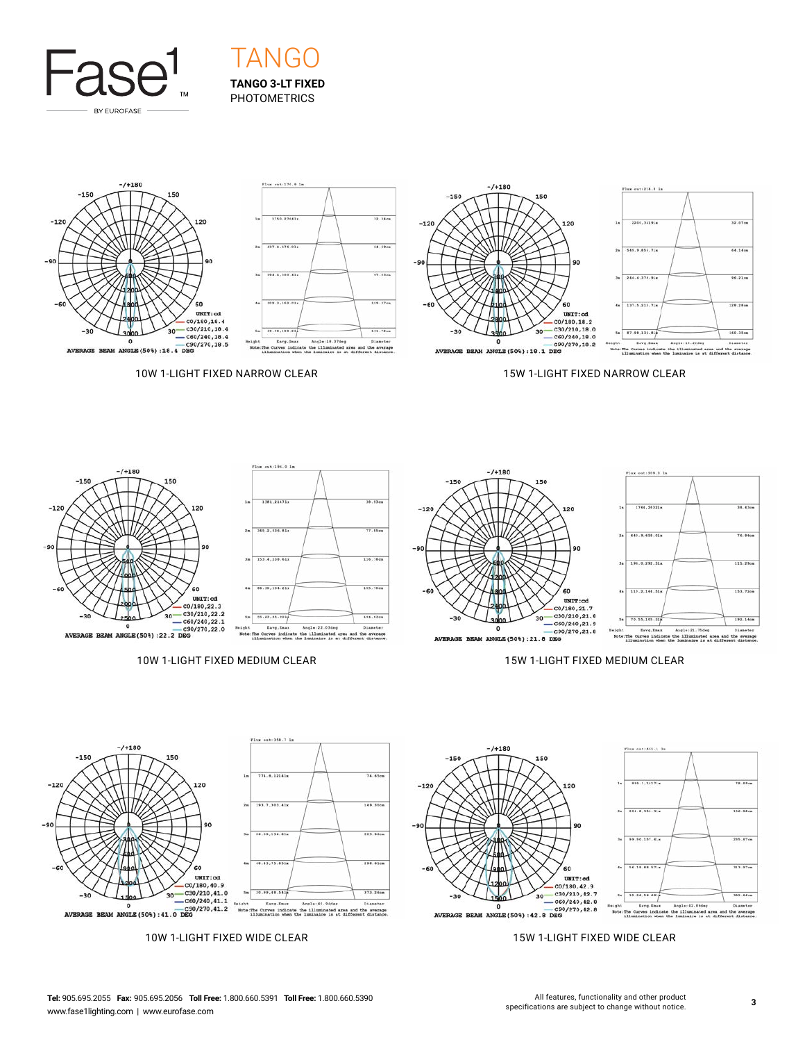# TANGO

**TANGO 3-LT FIXED**

PHOTOMETRICS

AVERAGE BEAM ANGLE(50%):18.4 DEG

UNIT:cd
C0/180,18.4
C30/210,18.4
C60/240,18.4
C90/270,18.5

10W 1-LIGHT FIXED NARROW CLEAR

AVERAGE BEAM ANGLE(50%):18.1 DEG

UNIT:cd
C0/180,18.2
C30/210,18.0
C60/240,18.0
C90/270,18.2

15W 1-LIGHT FIXED NARROW CLEAR

AVERAGE BEAM ANGLE(50%):22.2 DEG

UNIT:cd
C0/180,22.3
C30/210,22.2
C60/240,22.1
C90/270,22.0

10W 1-LIGHT FIXED MEDIUM CLEAR

AVERAGE BEAM ANGLE(50%):21.8 DEG

UNIT:cd
C0/180,21.7
C30/210,21.8
C60/240,21.9
C90/270,21.8

15W 1-LIGHT FIXED MEDIUM CLEAR

AVERAGE BEAM ANGLE(50%):41.0 DEG

UNIT:cd
C0/180,40.9
C30/210,41.0
C60/240,41.1
C90/270,41.2

10W 1-LIGHT FIXED WIDE CLEAR

AVERAGE BEAM ANGLE(50%):42.8 DEG

UNIT:cd
C0/180,42.9
C30/210,42.7
C60/240,42.8
C90/270,42.8

15W 1-LIGHT FIXED WIDE CLEAR

**Tel:** 905.695.2055 **Fax:** 905.695.2056 **Toll Free:** 1.800.660.5391 **Toll Free:** 1.800.660.5390
www.fase1lighting.com | www.eurofase.com

All features, functionality and other product specifications are subject to change without notice.